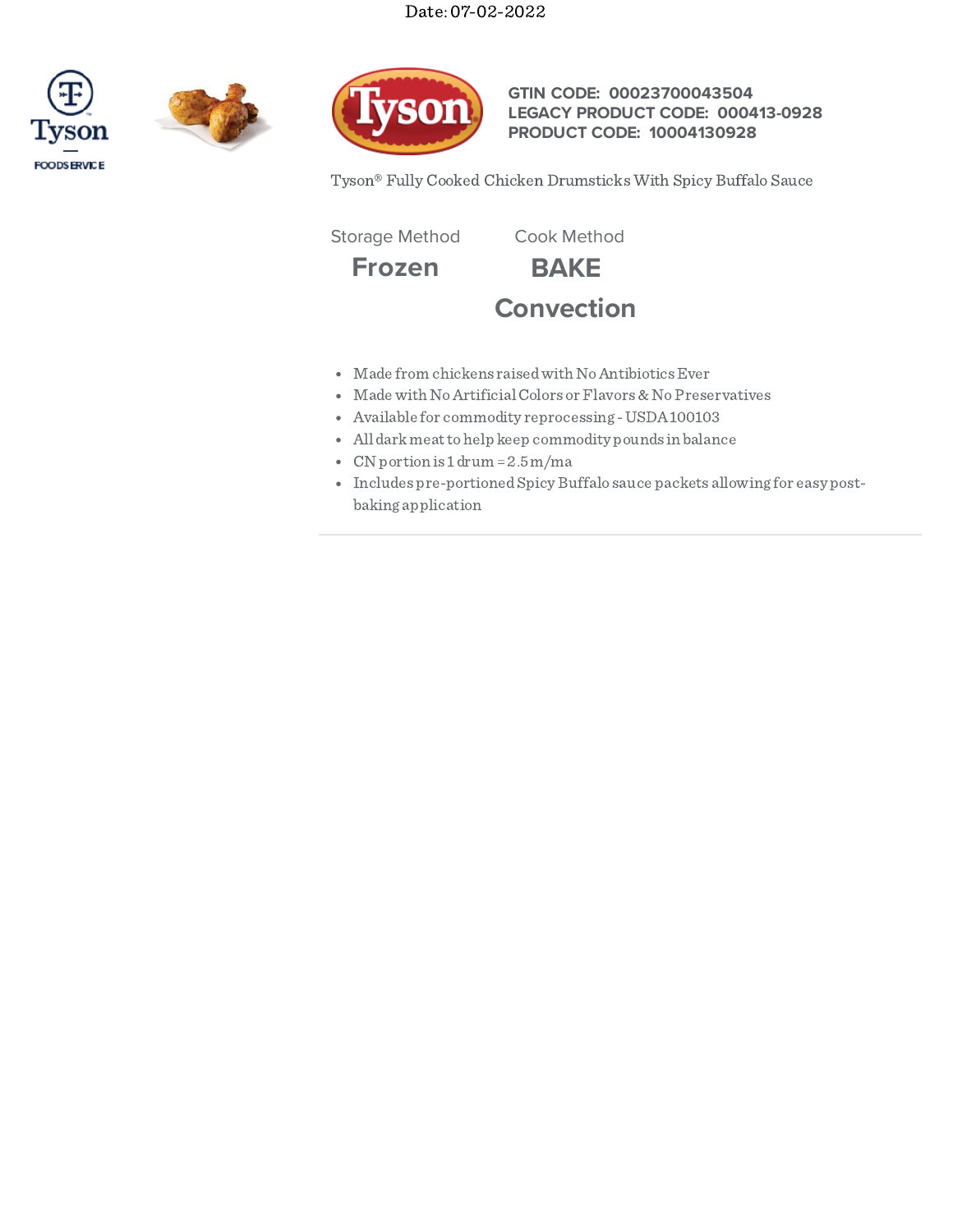Date: 07-02-2022

Tyson FOODSERVICE

GTIN CODE: 00023700043504
LEGACY PRODUCT CODE: 000413-0928
PRODUCT CODE: 10004130928

Tyson® Fully Cooked Chicken Drumsticks With Spicy Buffalo Sauce

| Storage Method | Cook Method |
|---|---|
| **Frozen** | **BAKE** |
| | **Convection** |

- Made from chickens raised with No Antibiotics Ever
- Made with No Artificial Colors or Flavors & No Preservatives
- Available for commodity reprocessing - USDA 100103
- All dark meat to help keep commodity pounds in balance
- CN portion is 1 drum = 2.5 m/ma
- Includes pre-portioned Spicy Buffalo sauce packets allowing for easy post-baking application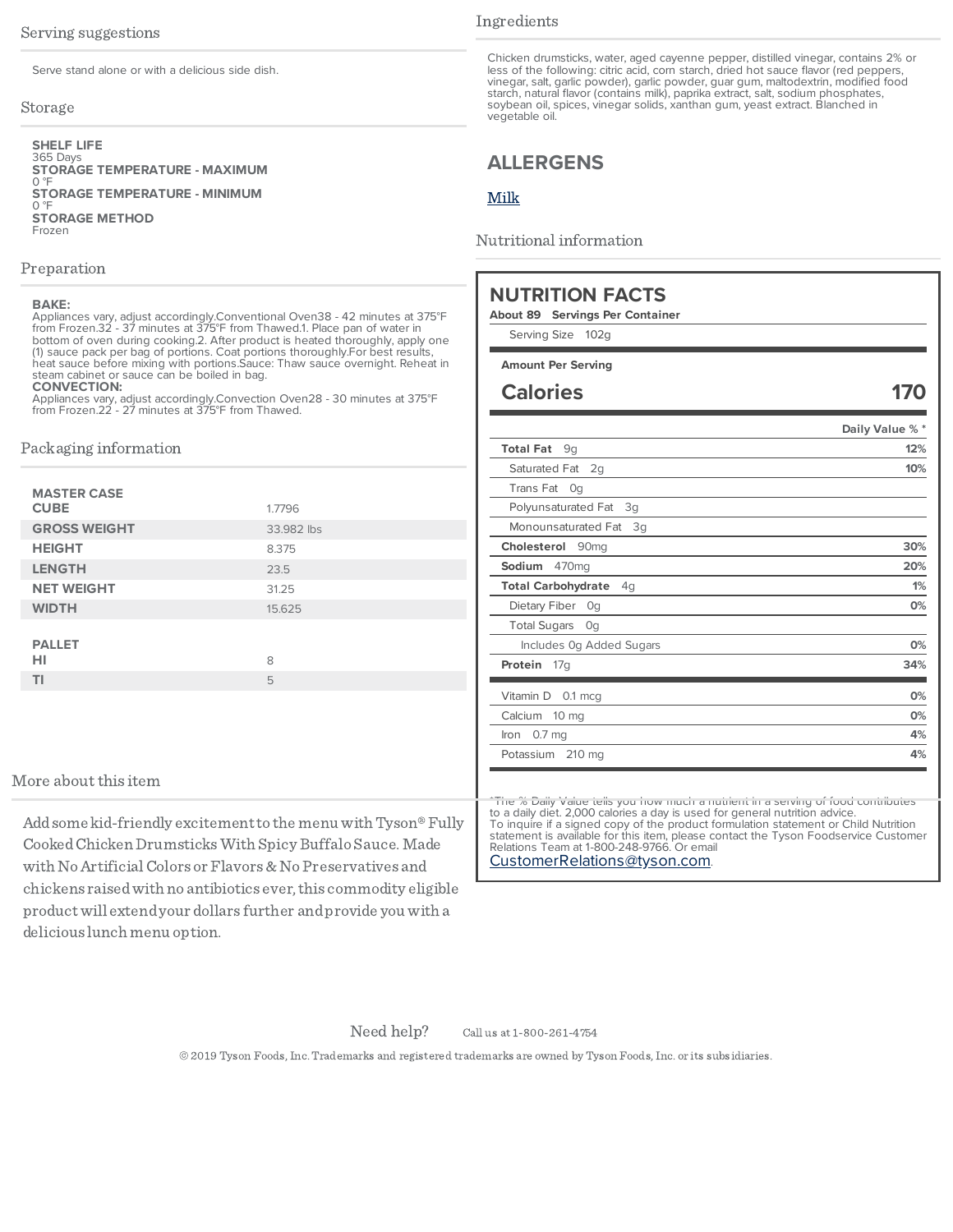## Serving suggestions

Serve stand alone or with a delicious side dish.

## Storage

**SHELF LIFE**
365 Days
**STORAGE TEMPERATURE - MAXIMUM**
0 °F
**STORAGE TEMPERATURE - MINIMUM**
0 °F
**STORAGE METHOD**
Frozen

## Preparation

**BAKE:**
Appliances vary, adjust accordingly.Conventional Oven38 - 42 minutes at 375°F from Frozen.32 - 37 minutes at 375°F from Thawed.1. Place pan of water in bottom of oven during cooking.2. After product is heated thoroughly, apply one (1) sauce pack per bag of portions. Coat portions thoroughly.For best results, heat sauce before mixing with portions.Sauce: Thaw sauce overnight. Reheat in steam cabinet or sauce can be boiled in bag.
**CONVECTION:**
Appliances vary, adjust accordingly.Convection Oven28 - 30 minutes at 375°F from Frozen.22 - 27 minutes at 375°F from Thawed.

## Packaging information

| MASTER CASE | |
|---|---|
| CUBE | 1.7796 |
| GROSS WEIGHT | 33.982 lbs |
| HEIGHT | 8.375 |
| LENGTH | 23.5 |
| NET WEIGHT | 31.25 |
| WIDTH | 15.625 |

| PALLET | |
|---|---|
| HI | 8 |
| TI | 5 |

## Ingredients

Chicken drumsticks, water, aged cayenne pepper, distilled vinegar, contains 2% or less of the following: citric acid, corn starch, dried hot sauce flavor (red peppers, vinegar, salt, garlic powder), garlic powder, guar gum, maltodextrin, modified food starch, natural flavor (contains milk), paprika extract, salt, sodium phosphates, soybean oil, spices, vinegar solids, xanthan gum, yeast extract. Blanched in vegetable oil.

## ALLERGENS

Milk

## Nutritional information

### NUTRITION FACTS

**About 89 Servings Per Container**
Serving Size 102g

| Amount Per Serving | |
|---|---|
| **Calories** | **170** |
| | Daily Value % * |
| **Total Fat** 9g | 12% |
| Saturated Fat 2g | 10% |
| Trans Fat 0g | |
| Polyunsaturated Fat 3g | |
| Monounsaturated Fat 3g | |
| **Cholesterol** 90mg | 30% |
| **Sodium** 470mg | 20% |
| **Total Carbohydrate** 4g | 1% |
| Dietary Fiber 0g | 0% |
| Total Sugars 0g | |
| Includes 0g Added Sugars | 0% |
| **Protein** 17g | 34% |
| Vitamin D 0.1 mcg | 0% |
| Calcium 10 mg | 0% |
| Iron 0.7 mg | 4% |
| Potassium 210 mg | 4% |

*The % Daily Value tells you how much a nutrient in a serving of food contributes to a daily diet. 2,000 calories a day is used for general nutrition advice.
To inquire if a signed copy of the product formulation statement or Child Nutrition statement is available for this item, please contact the Tyson Foodservice Customer Relations Team at 1-800-248-9766. Or email CustomerRelations@tyson.com.

## More about this item

Add some kid-friendly excitement to the menu with Tyson® Fully Cooked Chicken Drumsticks With Spicy Buffalo Sauce. Made with No Artificial Colors or Flavors & No Preservatives and chickens raised with no antibiotics ever, this commodity eligible product will extend your dollars further and provide you with a delicious lunch menu option.

Need help? Call us at 1-800-261-4754

© 2019 Tyson Foods, Inc. Trademarks and registered trademarks are owned by Tyson Foods, Inc. or its subsidiaries.